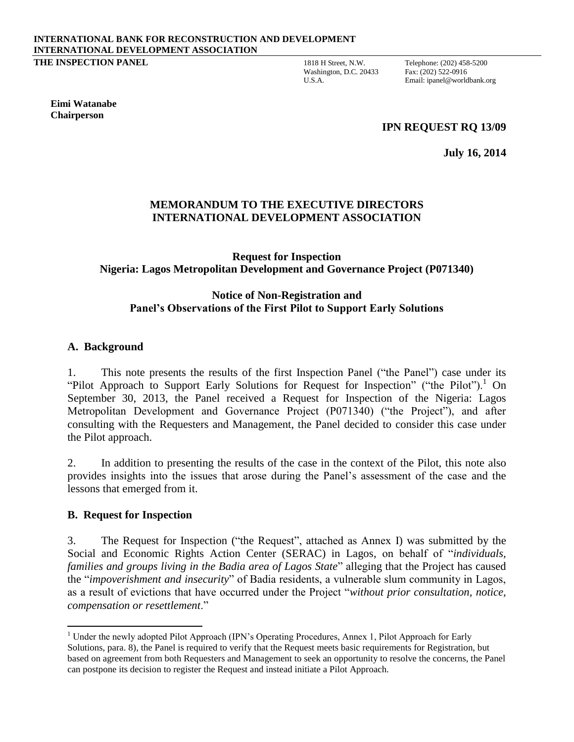**INTERNATIONAL BANK FOR RECONSTRUCTION AND DEVELOPMENT**
**INTERNATIONAL DEVELOPMENT ASSOCIATION**

**THE INSPECTION PANEL**

1818 H Street, N.W.
Washington, D.C. 20433
U.S.A.

Telephone: (202) 458-5200
Fax: (202) 522-0916
Email: ipanel@worldbank.org

**Eimi Watanabe**
**Chairperson**

**IPN REQUEST RQ 13/09**

**July 16, 2014**

## MEMORANDUM TO THE EXECUTIVE DIRECTORS INTERNATIONAL DEVELOPMENT ASSOCIATION

### Request for Inspection Nigeria: Lagos Metropolitan Development and Governance Project (P071340)

### Notice of Non-Registration and Panel's Observations of the First Pilot to Support Early Solutions

### A. Background

1. This note presents the results of the first Inspection Panel ("the Panel") case under its "Pilot Approach to Support Early Solutions for Request for Inspection" ("the Pilot").[1] On September 30, 2013, the Panel received a Request for Inspection of the Nigeria: Lagos Metropolitan Development and Governance Project (P071340) ("the Project"), and after consulting with the Requesters and Management, the Panel decided to consider this case under the Pilot approach.

2. In addition to presenting the results of the case in the context of the Pilot, this note also provides insights into the issues that arose during the Panel's assessment of the case and the lessons that emerged from it.

### B. Request for Inspection

3. The Request for Inspection ("the Request", attached as Annex I) was submitted by the Social and Economic Rights Action Center (SERAC) in Lagos, on behalf of "*individuals, families and groups living in the Badia area of Lagos State*" alleging that the Project has caused the "*impoverishment and insecurity*" of Badia residents, a vulnerable slum community in Lagos, as a result of evictions that have occurred under the Project "*without prior consultation, notice, compensation or resettlement*."

[1] Under the newly adopted Pilot Approach (IPN's Operating Procedures, Annex 1, Pilot Approach for Early Solutions, para. 8), the Panel is required to verify that the Request meets basic requirements for Registration, but based on agreement from both Requesters and Management to seek an opportunity to resolve the concerns, the Panel can postpone its decision to register the Request and instead initiate a Pilot Approach.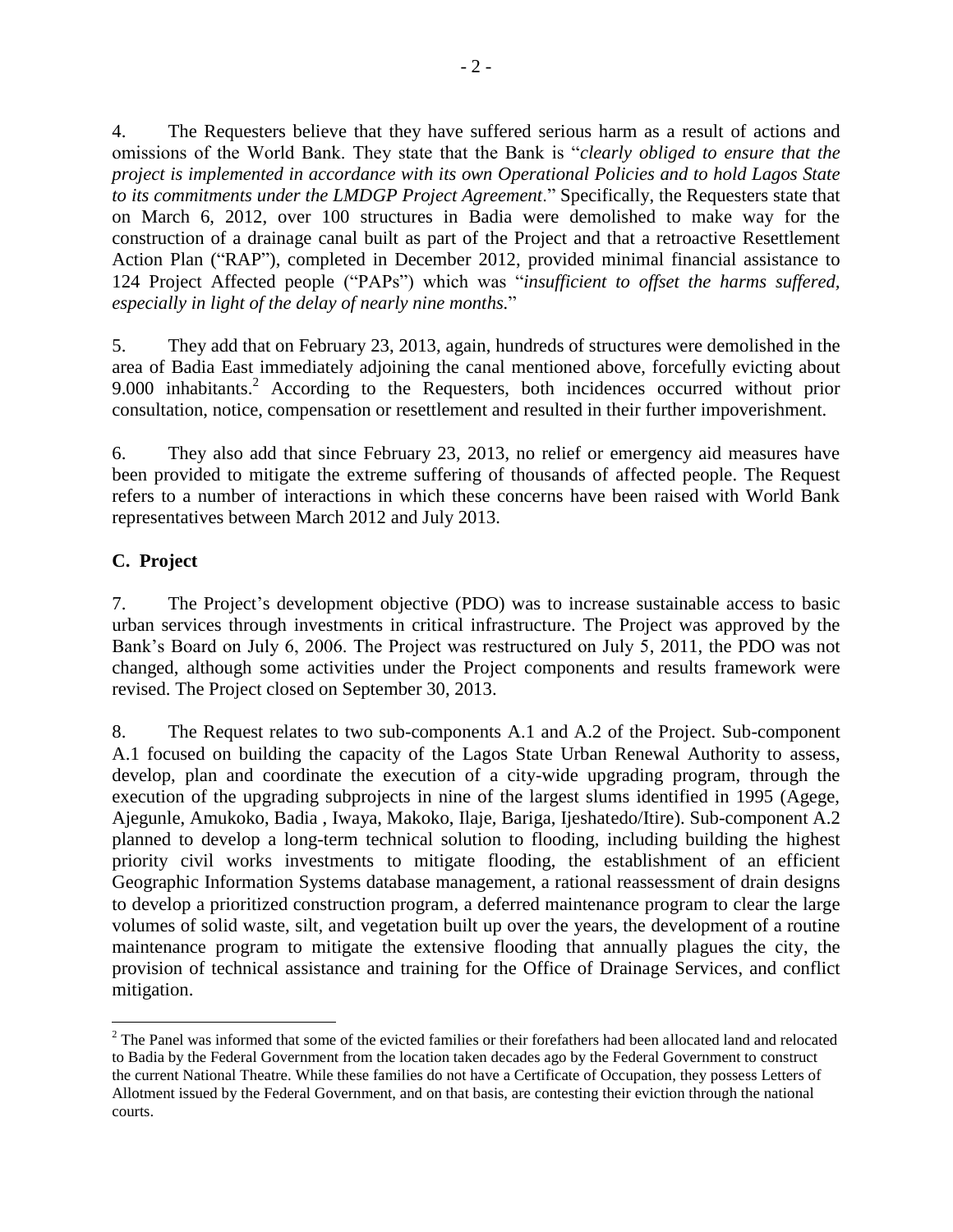4. The Requesters believe that they have suffered serious harm as a result of actions and omissions of the World Bank. They state that the Bank is "*clearly obliged to ensure that the project is implemented in accordance with its own Operational Policies and to hold Lagos State to its commitments under the LMDGP Project Agreement*." Specifically, the Requesters state that on March 6, 2012, over 100 structures in Badia were demolished to make way for the construction of a drainage canal built as part of the Project and that a retroactive Resettlement Action Plan ("RAP"), completed in December 2012, provided minimal financial assistance to 124 Project Affected people ("PAPs") which was "*insufficient to offset the harms suffered, especially in light of the delay of nearly nine months.*"

5. They add that on February 23, 2013, again, hundreds of structures were demolished in the area of Badia East immediately adjoining the canal mentioned above, forcefully evicting about 9.000 inhabitants.[2] According to the Requesters, both incidences occurred without prior consultation, notice, compensation or resettlement and resulted in their further impoverishment.

6. They also add that since February 23, 2013, no relief or emergency aid measures have been provided to mitigate the extreme suffering of thousands of affected people. The Request refers to a number of interactions in which these concerns have been raised with World Bank representatives between March 2012 and July 2013.

## C. Project

7. The Project's development objective (PDO) was to increase sustainable access to basic urban services through investments in critical infrastructure. The Project was approved by the Bank's Board on July 6, 2006. The Project was restructured on July 5, 2011, the PDO was not changed, although some activities under the Project components and results framework were revised. The Project closed on September 30, 2013.

8. The Request relates to two sub-components A.1 and A.2 of the Project. Sub-component A.1 focused on building the capacity of the Lagos State Urban Renewal Authority to assess, develop, plan and coordinate the execution of a city-wide upgrading program, through the execution of the upgrading subprojects in nine of the largest slums identified in 1995 (Agege, Ajegunle, Amukoko, Badia , Iwaya, Makoko, Ilaje, Bariga, Ijeshatedo/Itire). Sub-component A.2 planned to develop a long-term technical solution to flooding, including building the highest priority civil works investments to mitigate flooding, the establishment of an efficient Geographic Information Systems database management, a rational reassessment of drain designs to develop a prioritized construction program, a deferred maintenance program to clear the large volumes of solid waste, silt, and vegetation built up over the years, the development of a routine maintenance program to mitigate the extensive flooding that annually plagues the city, the provision of technical assistance and training for the Office of Drainage Services, and conflict mitigation.

[2] The Panel was informed that some of the evicted families or their forefathers had been allocated land and relocated to Badia by the Federal Government from the location taken decades ago by the Federal Government to construct the current National Theatre. While these families do not have a Certificate of Occupation, they possess Letters of Allotment issued by the Federal Government, and on that basis, are contesting their eviction through the national courts.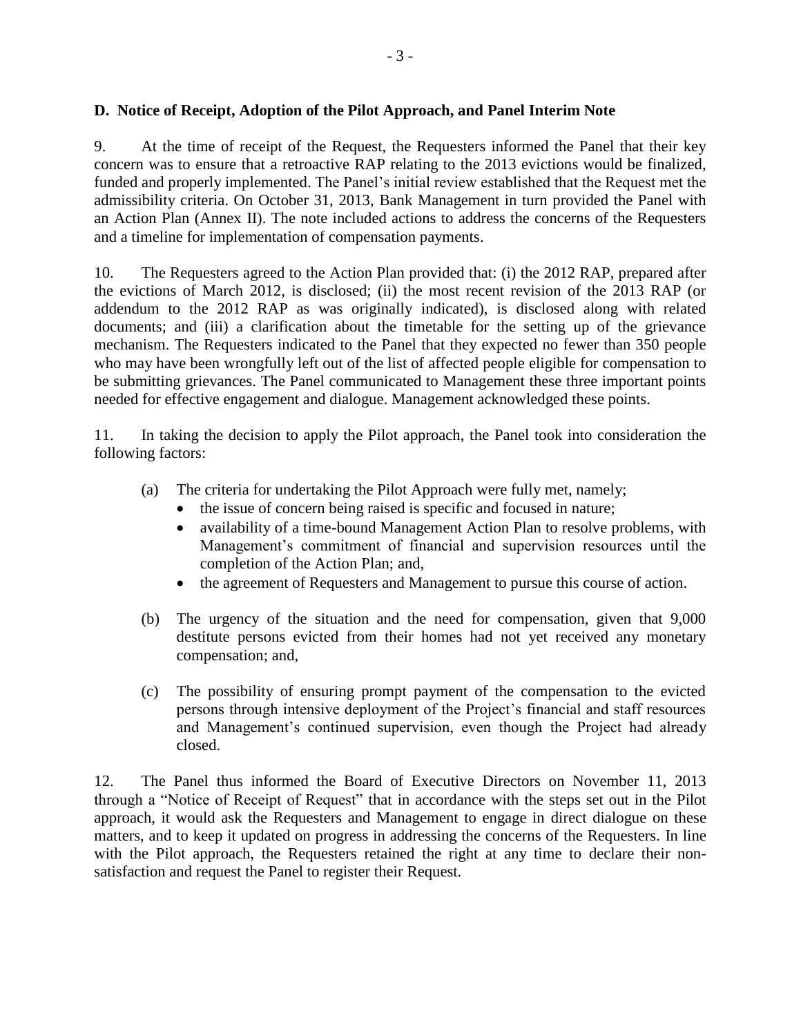**D. Notice of Receipt, Adoption of the Pilot Approach, and Panel Interim Note**

9. At the time of receipt of the Request, the Requesters informed the Panel that their key concern was to ensure that a retroactive RAP relating to the 2013 evictions would be finalized, funded and properly implemented. The Panel's initial review established that the Request met the admissibility criteria. On October 31, 2013, Bank Management in turn provided the Panel with an Action Plan (Annex II). The note included actions to address the concerns of the Requesters and a timeline for implementation of compensation payments.

10. The Requesters agreed to the Action Plan provided that: (i) the 2012 RAP, prepared after the evictions of March 2012, is disclosed; (ii) the most recent revision of the 2013 RAP (or addendum to the 2012 RAP as was originally indicated), is disclosed along with related documents; and (iii) a clarification about the timetable for the setting up of the grievance mechanism. The Requesters indicated to the Panel that they expected no fewer than 350 people who may have been wrongfully left out of the list of affected people eligible for compensation to be submitting grievances. The Panel communicated to Management these three important points needed for effective engagement and dialogue. Management acknowledged these points.

11. In taking the decision to apply the Pilot approach, the Panel took into consideration the following factors:

(a) The criteria for undertaking the Pilot Approach were fully met, namely;
- the issue of concern being raised is specific and focused in nature;
- availability of a time-bound Management Action Plan to resolve problems, with Management's commitment of financial and supervision resources until the completion of the Action Plan; and,
- the agreement of Requesters and Management to pursue this course of action.

(b) The urgency of the situation and the need for compensation, given that 9,000 destitute persons evicted from their homes had not yet received any monetary compensation; and,

(c) The possibility of ensuring prompt payment of the compensation to the evicted persons through intensive deployment of the Project's financial and staff resources and Management's continued supervision, even though the Project had already closed.

12. The Panel thus informed the Board of Executive Directors on November 11, 2013 through a "Notice of Receipt of Request" that in accordance with the steps set out in the Pilot approach, it would ask the Requesters and Management to engage in direct dialogue on these matters, and to keep it updated on progress in addressing the concerns of the Requesters. In line with the Pilot approach, the Requesters retained the right at any time to declare their non-satisfaction and request the Panel to register their Request.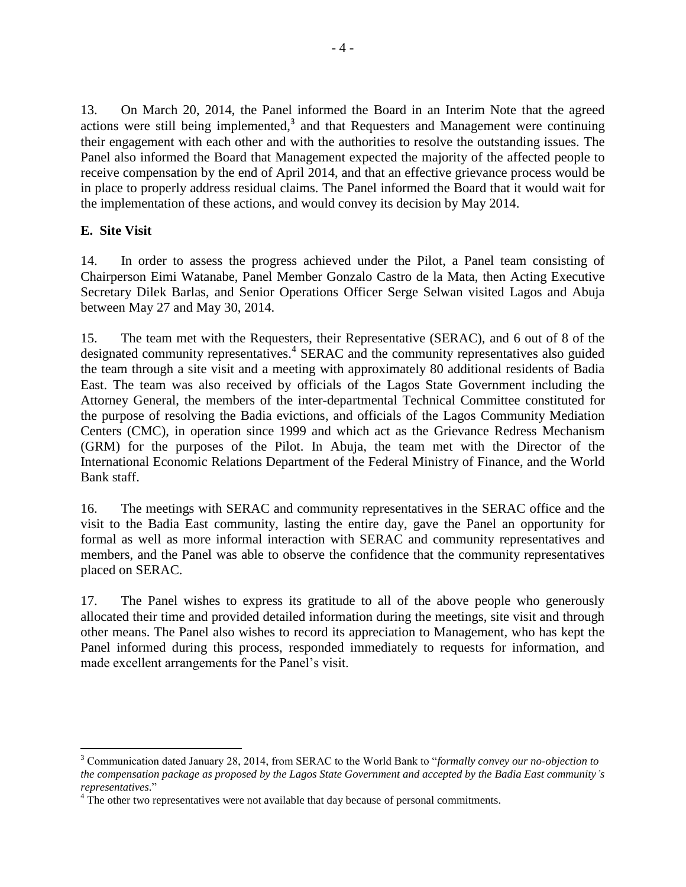13. On March 20, 2014, the Panel informed the Board in an Interim Note that the agreed actions were still being implemented,[3] and that Requesters and Management were continuing their engagement with each other and with the authorities to resolve the outstanding issues. The Panel also informed the Board that Management expected the majority of the affected people to receive compensation by the end of April 2014, and that an effective grievance process would be in place to properly address residual claims. The Panel informed the Board that it would wait for the implementation of these actions, and would convey its decision by May 2014.

## E. Site Visit

14. In order to assess the progress achieved under the Pilot, a Panel team consisting of Chairperson Eimi Watanabe, Panel Member Gonzalo Castro de la Mata, then Acting Executive Secretary Dilek Barlas, and Senior Operations Officer Serge Selwan visited Lagos and Abuja between May 27 and May 30, 2014.

15. The team met with the Requesters, their Representative (SERAC), and 6 out of 8 of the designated community representatives.[4] SERAC and the community representatives also guided the team through a site visit and a meeting with approximately 80 additional residents of Badia East. The team was also received by officials of the Lagos State Government including the Attorney General, the members of the inter-departmental Technical Committee constituted for the purpose of resolving the Badia evictions, and officials of the Lagos Community Mediation Centers (CMC), in operation since 1999 and which act as the Grievance Redress Mechanism (GRM) for the purposes of the Pilot. In Abuja, the team met with the Director of the International Economic Relations Department of the Federal Ministry of Finance, and the World Bank staff.

16. The meetings with SERAC and community representatives in the SERAC office and the visit to the Badia East community, lasting the entire day, gave the Panel an opportunity for formal as well as more informal interaction with SERAC and community representatives and members, and the Panel was able to observe the confidence that the community representatives placed on SERAC.

17. The Panel wishes to express its gratitude to all of the above people who generously allocated their time and provided detailed information during the meetings, site visit and through other means. The Panel also wishes to record its appreciation to Management, who has kept the Panel informed during this process, responded immediately to requests for information, and made excellent arrangements for the Panel's visit.

---

[3] Communication dated January 28, 2014, from SERAC to the World Bank to "*formally convey our no-objection to the compensation package as proposed by the Lagos State Government and accepted by the Badia East community's representatives*."

[4] The other two representatives were not available that day because of personal commitments.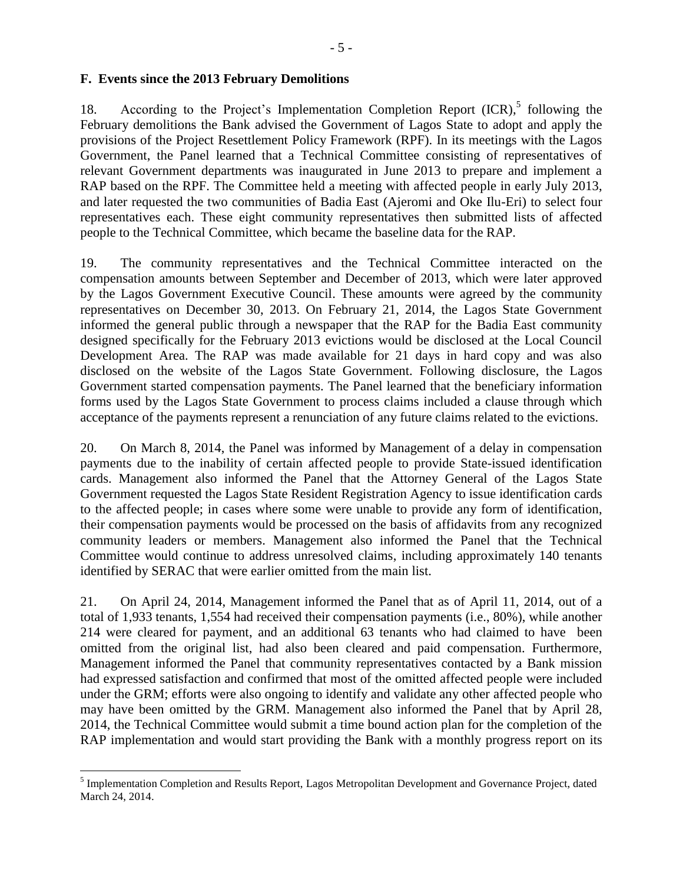## F. Events since the 2013 February Demolitions

18. According to the Project's Implementation Completion Report (ICR),[5] following the February demolitions the Bank advised the Government of Lagos State to adopt and apply the provisions of the Project Resettlement Policy Framework (RPF). In its meetings with the Lagos Government, the Panel learned that a Technical Committee consisting of representatives of relevant Government departments was inaugurated in June 2013 to prepare and implement a RAP based on the RPF. The Committee held a meeting with affected people in early July 2013, and later requested the two communities of Badia East (Ajeromi and Oke Ilu-Eri) to select four representatives each. These eight community representatives then submitted lists of affected people to the Technical Committee, which became the baseline data for the RAP.

19. The community representatives and the Technical Committee interacted on the compensation amounts between September and December of 2013, which were later approved by the Lagos Government Executive Council. These amounts were agreed by the community representatives on December 30, 2013. On February 21, 2014, the Lagos State Government informed the general public through a newspaper that the RAP for the Badia East community designed specifically for the February 2013 evictions would be disclosed at the Local Council Development Area. The RAP was made available for 21 days in hard copy and was also disclosed on the website of the Lagos State Government. Following disclosure, the Lagos Government started compensation payments. The Panel learned that the beneficiary information forms used by the Lagos State Government to process claims included a clause through which acceptance of the payments represent a renunciation of any future claims related to the evictions.

20. On March 8, 2014, the Panel was informed by Management of a delay in compensation payments due to the inability of certain affected people to provide State-issued identification cards. Management also informed the Panel that the Attorney General of the Lagos State Government requested the Lagos State Resident Registration Agency to issue identification cards to the affected people; in cases where some were unable to provide any form of identification, their compensation payments would be processed on the basis of affidavits from any recognized community leaders or members. Management also informed the Panel that the Technical Committee would continue to address unresolved claims, including approximately 140 tenants identified by SERAC that were earlier omitted from the main list.

21. On April 24, 2014, Management informed the Panel that as of April 11, 2014, out of a total of 1,933 tenants, 1,554 had received their compensation payments (i.e., 80%), while another 214 were cleared for payment, and an additional 63 tenants who had claimed to have been omitted from the original list, had also been cleared and paid compensation. Furthermore, Management informed the Panel that community representatives contacted by a Bank mission had expressed satisfaction and confirmed that most of the omitted affected people were included under the GRM; efforts were also ongoing to identify and validate any other affected people who may have been omitted by the GRM. Management also informed the Panel that by April 28, 2014, the Technical Committee would submit a time bound action plan for the completion of the RAP implementation and would start providing the Bank with a monthly progress report on its

[5] Implementation Completion and Results Report, Lagos Metropolitan Development and Governance Project, dated March 24, 2014.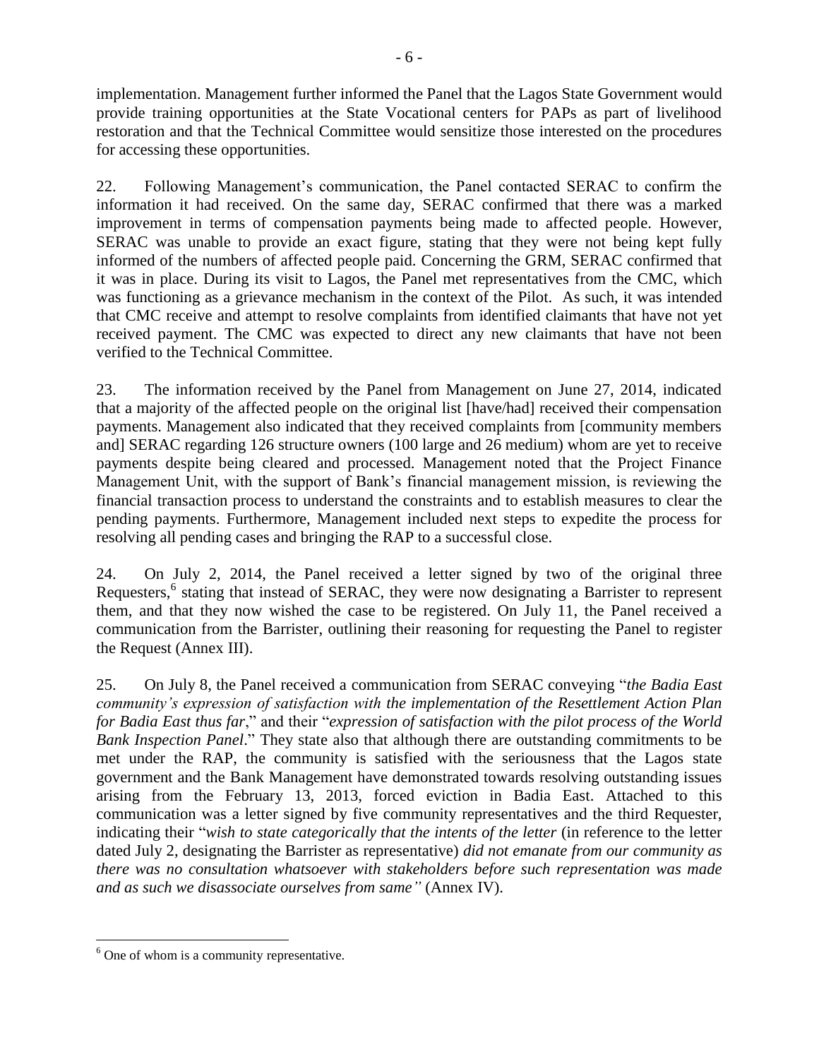implementation. Management further informed the Panel that the Lagos State Government would provide training opportunities at the State Vocational centers for PAPs as part of livelihood restoration and that the Technical Committee would sensitize those interested on the procedures for accessing these opportunities.

22. Following Management's communication, the Panel contacted SERAC to confirm the information it had received. On the same day, SERAC confirmed that there was a marked improvement in terms of compensation payments being made to affected people. However, SERAC was unable to provide an exact figure, stating that they were not being kept fully informed of the numbers of affected people paid. Concerning the GRM, SERAC confirmed that it was in place. During its visit to Lagos, the Panel met representatives from the CMC, which was functioning as a grievance mechanism in the context of the Pilot. As such, it was intended that CMC receive and attempt to resolve complaints from identified claimants that have not yet received payment. The CMC was expected to direct any new claimants that have not been verified to the Technical Committee.

23. The information received by the Panel from Management on June 27, 2014, indicated that a majority of the affected people on the original list [have/had] received their compensation payments. Management also indicated that they received complaints from [community members and] SERAC regarding 126 structure owners (100 large and 26 medium) whom are yet to receive payments despite being cleared and processed. Management noted that the Project Finance Management Unit, with the support of Bank's financial management mission, is reviewing the financial transaction process to understand the constraints and to establish measures to clear the pending payments. Furthermore, Management included next steps to expedite the process for resolving all pending cases and bringing the RAP to a successful close.

24. On July 2, 2014, the Panel received a letter signed by two of the original three Requesters,[6] stating that instead of SERAC, they were now designating a Barrister to represent them, and that they now wished the case to be registered. On July 11, the Panel received a communication from the Barrister, outlining their reasoning for requesting the Panel to register the Request (Annex III).

25. On July 8, the Panel received a communication from SERAC conveying "*the Badia East community's expression of satisfaction with the implementation of the Resettlement Action Plan for Badia East thus far*," and their "*expression of satisfaction with the pilot process of the World Bank Inspection Panel*." They state also that although there are outstanding commitments to be met under the RAP, the community is satisfied with the seriousness that the Lagos state government and the Bank Management have demonstrated towards resolving outstanding issues arising from the February 13, 2013, forced eviction in Badia East. Attached to this communication was a letter signed by five community representatives and the third Requester, indicating their "*wish to state categorically that the intents of the letter* (in reference to the letter dated July 2, designating the Barrister as representative) *did not emanate from our community as there was no consultation whatsoever with stakeholders before such representation was made and as such we disassociate ourselves from same"* (Annex IV).

---

[6] One of whom is a community representative.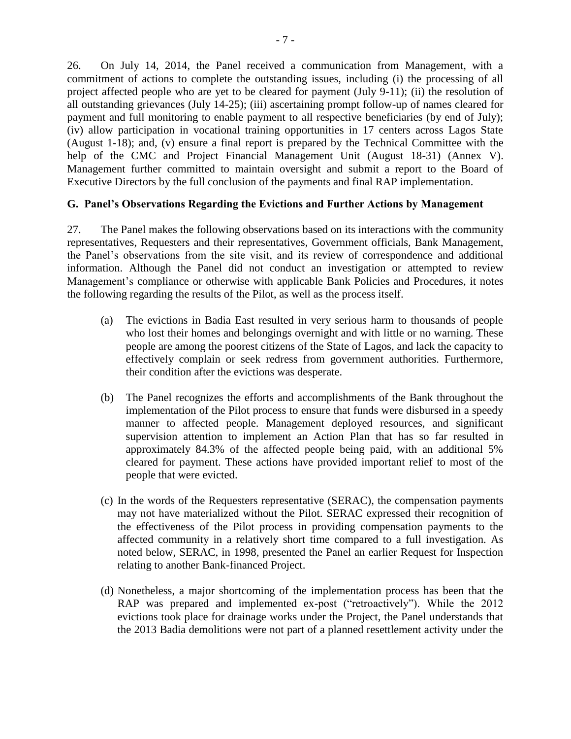26. On July 14, 2014, the Panel received a communication from Management, with a commitment of actions to complete the outstanding issues, including (i) the processing of all project affected people who are yet to be cleared for payment (July 9-11); (ii) the resolution of all outstanding grievances (July 14-25); (iii) ascertaining prompt follow-up of names cleared for payment and full monitoring to enable payment to all respective beneficiaries (by end of July); (iv) allow participation in vocational training opportunities in 17 centers across Lagos State (August 1-18); and, (v) ensure a final report is prepared by the Technical Committee with the help of the CMC and Project Financial Management Unit (August 18-31) (Annex V). Management further committed to maintain oversight and submit a report to the Board of Executive Directors by the full conclusion of the payments and final RAP implementation.

### G. Panel's Observations Regarding the Evictions and Further Actions by Management

27. The Panel makes the following observations based on its interactions with the community representatives, Requesters and their representatives, Government officials, Bank Management, the Panel's observations from the site visit, and its review of correspondence and additional information. Although the Panel did not conduct an investigation or attempted to review Management's compliance or otherwise with applicable Bank Policies and Procedures, it notes the following regarding the results of the Pilot, as well as the process itself.

(a) The evictions in Badia East resulted in very serious harm to thousands of people who lost their homes and belongings overnight and with little or no warning. These people are among the poorest citizens of the State of Lagos, and lack the capacity to effectively complain or seek redress from government authorities. Furthermore, their condition after the evictions was desperate.

(b) The Panel recognizes the efforts and accomplishments of the Bank throughout the implementation of the Pilot process to ensure that funds were disbursed in a speedy manner to affected people. Management deployed resources, and significant supervision attention to implement an Action Plan that has so far resulted in approximately 84.3% of the affected people being paid, with an additional 5% cleared for payment. These actions have provided important relief to most of the people that were evicted.

(c) In the words of the Requesters representative (SERAC), the compensation payments may not have materialized without the Pilot. SERAC expressed their recognition of the effectiveness of the Pilot process in providing compensation payments to the affected community in a relatively short time compared to a full investigation. As noted below, SERAC, in 1998, presented the Panel an earlier Request for Inspection relating to another Bank-financed Project.

(d) Nonetheless, a major shortcoming of the implementation process has been that the RAP was prepared and implemented ex-post ("retroactively"). While the 2012 evictions took place for drainage works under the Project, the Panel understands that the 2013 Badia demolitions were not part of a planned resettlement activity under the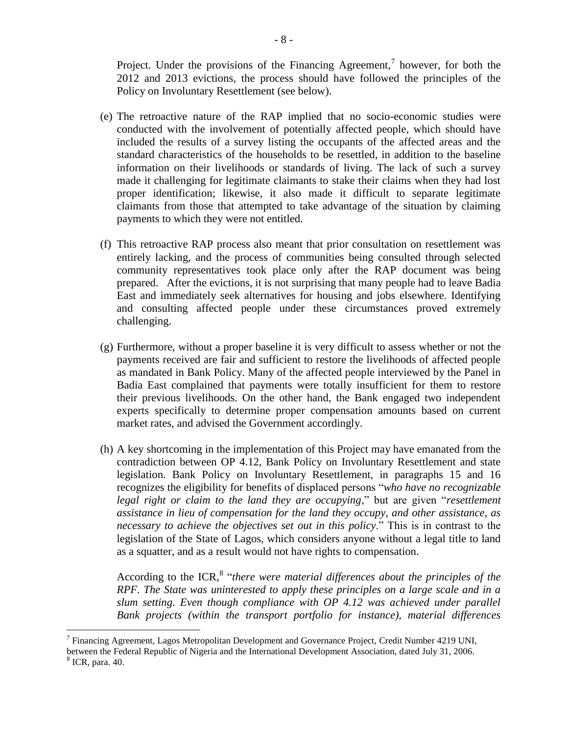Project. Under the provisions of the Financing Agreement,[7] however, for both the 2012 and 2013 evictions, the process should have followed the principles of the Policy on Involuntary Resettlement (see below).

(e) The retroactive nature of the RAP implied that no socio-economic studies were conducted with the involvement of potentially affected people, which should have included the results of a survey listing the occupants of the affected areas and the standard characteristics of the households to be resettled, in addition to the baseline information on their livelihoods or standards of living. The lack of such a survey made it challenging for legitimate claimants to stake their claims when they had lost proper identification; likewise, it also made it difficult to separate legitimate claimants from those that attempted to take advantage of the situation by claiming payments to which they were not entitled.

(f) This retroactive RAP process also meant that prior consultation on resettlement was entirely lacking, and the process of communities being consulted through selected community representatives took place only after the RAP document was being prepared. After the evictions, it is not surprising that many people had to leave Badia East and immediately seek alternatives for housing and jobs elsewhere. Identifying and consulting affected people under these circumstances proved extremely challenging.

(g) Furthermore, without a proper baseline it is very difficult to assess whether or not the payments received are fair and sufficient to restore the livelihoods of affected people as mandated in Bank Policy. Many of the affected people interviewed by the Panel in Badia East complained that payments were totally insufficient for them to restore their previous livelihoods. On the other hand, the Bank engaged two independent experts specifically to determine proper compensation amounts based on current market rates, and advised the Government accordingly.

(h) A key shortcoming in the implementation of this Project may have emanated from the contradiction between OP 4.12, Bank Policy on Involuntary Resettlement and state legislation. Bank Policy on Involuntary Resettlement, in paragraphs 15 and 16 recognizes the eligibility for benefits of displaced persons "*who have no recognizable legal right or claim to the land they are occupying*," but are given "*resettlement assistance in lieu of compensation for the land they occupy, and other assistance, as necessary to achieve the objectives set out in this policy*." This is in contrast to the legislation of the State of Lagos, which considers anyone without a legal title to land as a squatter, and as a result would not have rights to compensation.

According to the ICR,[8] "*there were material differences about the principles of the RPF. The State was uninterested to apply these principles on a large scale and in a slum setting. Even though compliance with OP 4.12 was achieved under parallel Bank projects (within the transport portfolio for instance), material differences*

[7] Financing Agreement, Lagos Metropolitan Development and Governance Project, Credit Number 4219 UNI, between the Federal Republic of Nigeria and the International Development Association, dated July 31, 2006.

[8] ICR, para. 40.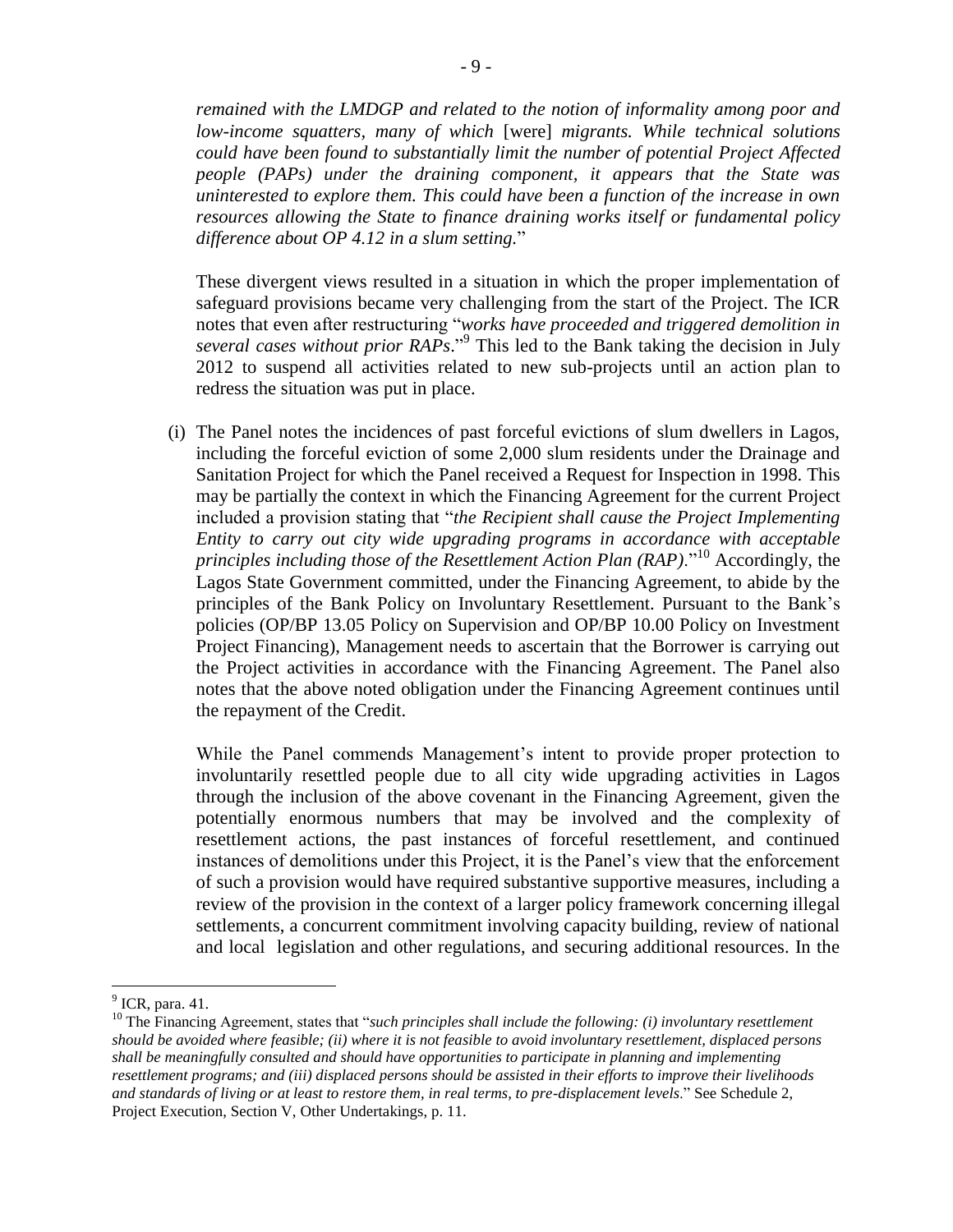*remained with the LMDGP and related to the notion of informality among poor and low-income squatters, many of which* [were] *migrants. While technical solutions could have been found to substantially limit the number of potential Project Affected people (PAPs) under the draining component, it appears that the State was uninterested to explore them. This could have been a function of the increase in own resources allowing the State to finance draining works itself or fundamental policy difference about OP 4.12 in a slum setting.*"

These divergent views resulted in a situation in which the proper implementation of safeguard provisions became very challenging from the start of the Project. The ICR notes that even after restructuring "*works have proceeded and triggered demolition in several cases without prior RAPs*."[9] This led to the Bank taking the decision in July 2012 to suspend all activities related to new sub-projects until an action plan to redress the situation was put in place.

(i) The Panel notes the incidences of past forceful evictions of slum dwellers in Lagos, including the forceful eviction of some 2,000 slum residents under the Drainage and Sanitation Project for which the Panel received a Request for Inspection in 1998. This may be partially the context in which the Financing Agreement for the current Project included a provision stating that "*the Recipient shall cause the Project Implementing Entity to carry out city wide upgrading programs in accordance with acceptable principles including those of the Resettlement Action Plan (RAP)*."[10] Accordingly, the Lagos State Government committed, under the Financing Agreement, to abide by the principles of the Bank Policy on Involuntary Resettlement. Pursuant to the Bank's policies (OP/BP 13.05 Policy on Supervision and OP/BP 10.00 Policy on Investment Project Financing), Management needs to ascertain that the Borrower is carrying out the Project activities in accordance with the Financing Agreement. The Panel also notes that the above noted obligation under the Financing Agreement continues until the repayment of the Credit.

While the Panel commends Management's intent to provide proper protection to involuntarily resettled people due to all city wide upgrading activities in Lagos through the inclusion of the above covenant in the Financing Agreement, given the potentially enormous numbers that may be involved and the complexity of resettlement actions, the past instances of forceful resettlement, and continued instances of demolitions under this Project, it is the Panel's view that the enforcement of such a provision would have required substantive supportive measures, including a review of the provision in the context of a larger policy framework concerning illegal settlements, a concurrent commitment involving capacity building, review of national and local legislation and other regulations, and securing additional resources. In the

[9] ICR, para. 41.

[10] The Financing Agreement, states that "*such principles shall include the following: (i) involuntary resettlement should be avoided where feasible; (ii) where it is not feasible to avoid involuntary resettlement, displaced persons shall be meaningfully consulted and should have opportunities to participate in planning and implementing resettlement programs; and (iii) displaced persons should be assisted in their efforts to improve their livelihoods and standards of living or at least to restore them, in real terms, to pre-displacement levels*." See Schedule 2, Project Execution, Section V, Other Undertakings, p. 11.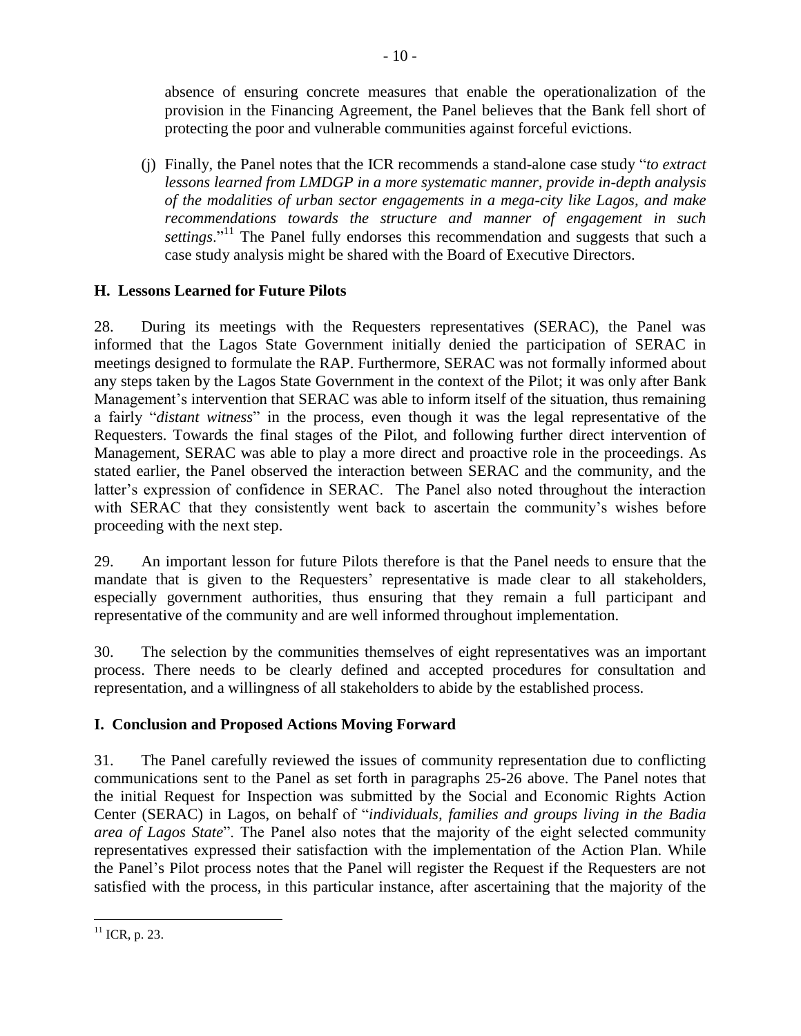absence of ensuring concrete measures that enable the operationalization of the provision in the Financing Agreement, the Panel believes that the Bank fell short of protecting the poor and vulnerable communities against forceful evictions.

(j) Finally, the Panel notes that the ICR recommends a stand-alone case study "*to extract lessons learned from LMDGP in a more systematic manner, provide in-depth analysis of the modalities of urban sector engagements in a mega-city like Lagos, and make recommendations towards the structure and manner of engagement in such settings*."[11] The Panel fully endorses this recommendation and suggests that such a case study analysis might be shared with the Board of Executive Directors.

## H. Lessons Learned for Future Pilots

28. During its meetings with the Requesters representatives (SERAC), the Panel was informed that the Lagos State Government initially denied the participation of SERAC in meetings designed to formulate the RAP. Furthermore, SERAC was not formally informed about any steps taken by the Lagos State Government in the context of the Pilot; it was only after Bank Management's intervention that SERAC was able to inform itself of the situation, thus remaining a fairly "*distant witness*" in the process, even though it was the legal representative of the Requesters. Towards the final stages of the Pilot, and following further direct intervention of Management, SERAC was able to play a more direct and proactive role in the proceedings. As stated earlier, the Panel observed the interaction between SERAC and the community, and the latter's expression of confidence in SERAC. The Panel also noted throughout the interaction with SERAC that they consistently went back to ascertain the community's wishes before proceeding with the next step.

29. An important lesson for future Pilots therefore is that the Panel needs to ensure that the mandate that is given to the Requesters' representative is made clear to all stakeholders, especially government authorities, thus ensuring that they remain a full participant and representative of the community and are well informed throughout implementation.

30. The selection by the communities themselves of eight representatives was an important process. There needs to be clearly defined and accepted procedures for consultation and representation, and a willingness of all stakeholders to abide by the established process.

## I. Conclusion and Proposed Actions Moving Forward

31. The Panel carefully reviewed the issues of community representation due to conflicting communications sent to the Panel as set forth in paragraphs 25-26 above. The Panel notes that the initial Request for Inspection was submitted by the Social and Economic Rights Action Center (SERAC) in Lagos, on behalf of "*individuals, families and groups living in the Badia area of Lagos State*". The Panel also notes that the majority of the eight selected community representatives expressed their satisfaction with the implementation of the Action Plan. While the Panel's Pilot process notes that the Panel will register the Request if the Requesters are not satisfied with the process, in this particular instance, after ascertaining that the majority of the

[11] ICR, p. 23.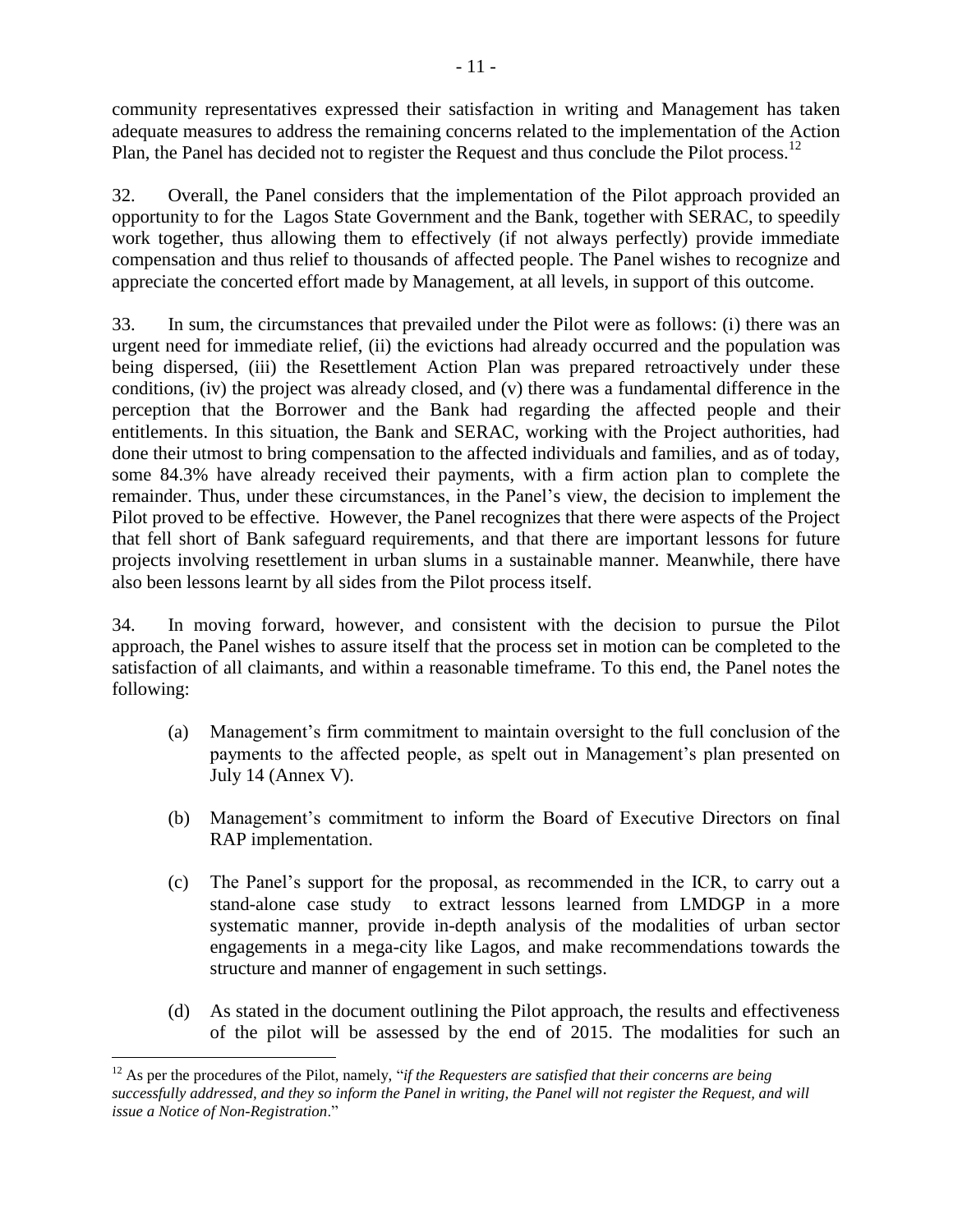community representatives expressed their satisfaction in writing and Management has taken adequate measures to address the remaining concerns related to the implementation of the Action Plan, the Panel has decided not to register the Request and thus conclude the Pilot process.[12]

32. Overall, the Panel considers that the implementation of the Pilot approach provided an opportunity to for the Lagos State Government and the Bank, together with SERAC, to speedily work together, thus allowing them to effectively (if not always perfectly) provide immediate compensation and thus relief to thousands of affected people. The Panel wishes to recognize and appreciate the concerted effort made by Management, at all levels, in support of this outcome.

33. In sum, the circumstances that prevailed under the Pilot were as follows: (i) there was an urgent need for immediate relief, (ii) the evictions had already occurred and the population was being dispersed, (iii) the Resettlement Action Plan was prepared retroactively under these conditions, (iv) the project was already closed, and (v) there was a fundamental difference in the perception that the Borrower and the Bank had regarding the affected people and their entitlements. In this situation, the Bank and SERAC, working with the Project authorities, had done their utmost to bring compensation to the affected individuals and families, and as of today, some 84.3% have already received their payments, with a firm action plan to complete the remainder. Thus, under these circumstances, in the Panel's view, the decision to implement the Pilot proved to be effective. However, the Panel recognizes that there were aspects of the Project that fell short of Bank safeguard requirements, and that there are important lessons for future projects involving resettlement in urban slums in a sustainable manner. Meanwhile, there have also been lessons learnt by all sides from the Pilot process itself.

34. In moving forward, however, and consistent with the decision to pursue the Pilot approach, the Panel wishes to assure itself that the process set in motion can be completed to the satisfaction of all claimants, and within a reasonable timeframe. To this end, the Panel notes the following:

(a) Management's firm commitment to maintain oversight to the full conclusion of the payments to the affected people, as spelt out in Management's plan presented on July 14 (Annex V).

(b) Management's commitment to inform the Board of Executive Directors on final RAP implementation.

(c) The Panel's support for the proposal, as recommended in the ICR, to carry out a stand-alone case study to extract lessons learned from LMDGP in a more systematic manner, provide in-depth analysis of the modalities of urban sector engagements in a mega-city like Lagos, and make recommendations towards the structure and manner of engagement in such settings.

(d) As stated in the document outlining the Pilot approach, the results and effectiveness of the pilot will be assessed by the end of 2015. The modalities for such an

---

[12] As per the procedures of the Pilot, namely, "*if the Requesters are satisfied that their concerns are being successfully addressed, and they so inform the Panel in writing, the Panel will not register the Request, and will issue a Notice of Non-Registration*."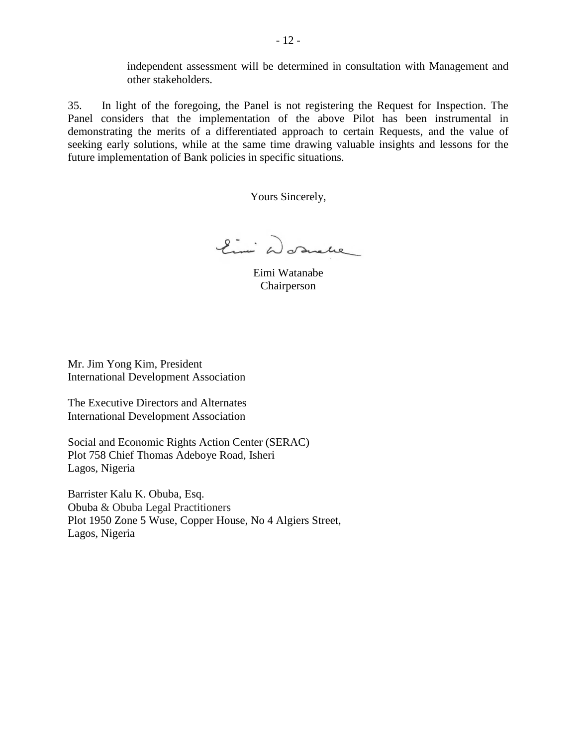independent assessment will be determined in consultation with Management and other stakeholders.

35. In light of the foregoing, the Panel is not registering the Request for Inspection. The Panel considers that the implementation of the above Pilot has been instrumental in demonstrating the merits of a differentiated approach to certain Requests, and the value of seeking early solutions, while at the same time drawing valuable insights and lessons for the future implementation of Bank policies in specific situations.

Yours Sincerely,

Eimi Watanabe
Chairperson

Mr. Jim Yong Kim, President
International Development Association

The Executive Directors and Alternates
International Development Association

Social and Economic Rights Action Center (SERAC)
Plot 758 Chief Thomas Adeboye Road, Isheri
Lagos, Nigeria

Barrister Kalu K. Obuba, Esq.
Obuba & Obuba Legal Practitioners
Plot 1950 Zone 5 Wuse, Copper House, No 4 Algiers Street,
Lagos, Nigeria